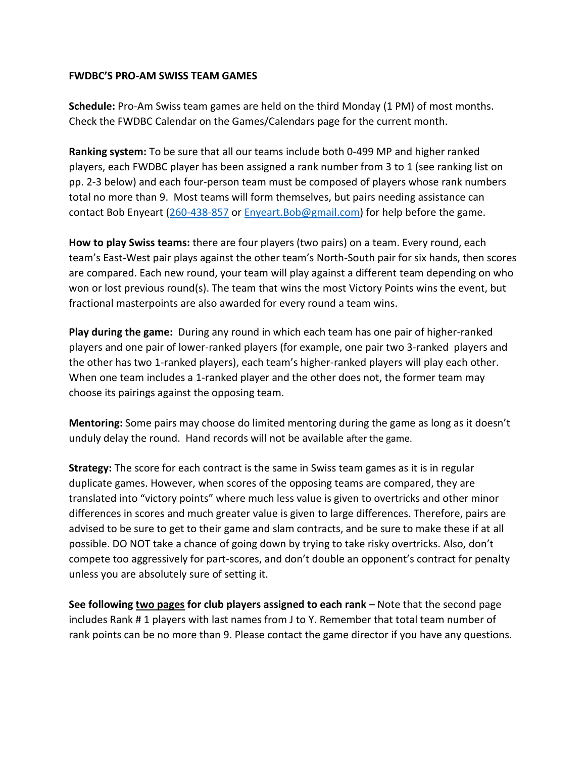**FWDBC'S PRO-AM SWISS TEAM GAMES**

**Schedule:** Pro-Am Swiss team games are held on the third Monday (1 PM) of most months. Check the FWDBC Calendar on the Games/Calendars page for the current month.

**Ranking system:** To be sure that all our teams include both 0-499 MP and higher ranked players, each FWDBC player has been assigned a rank number from 3 to 1 (see ranking list on pp. 2-3 below) and each four-person team must be composed of players whose rank numbers total no more than 9. Most teams will form themselves, but pairs needing assistance can contact Bob Enyeart (260-438-857 or Enyeart.Bob@gmail.com) for help before the game.

**How to play Swiss teams:** there are four players (two pairs) on a team. Every round, each team's East-West pair plays against the other team's North-South pair for six hands, then scores are compared. Each new round, your team will play against a different team depending on who won or lost previous round(s). The team that wins the most Victory Points wins the event, but fractional masterpoints are also awarded for every round a team wins.

**Play during the game:** During any round in which each team has one pair of higher-ranked players and one pair of lower-ranked players (for example, one pair two 3-ranked players and the other has two 1-ranked players), each team's higher-ranked players will play each other. When one team includes a 1-ranked player and the other does not, the former team may choose its pairings against the opposing team.

**Mentoring:** Some pairs may choose do limited mentoring during the game as long as it doesn't unduly delay the round. Hand records will not be available after the game.

**Strategy:** The score for each contract is the same in Swiss team games as it is in regular duplicate games. However, when scores of the opposing teams are compared, they are translated into "victory points" where much less value is given to overtricks and other minor differences in scores and much greater value is given to large differences. Therefore, pairs are advised to be sure to get to their game and slam contracts, and be sure to make these if at all possible. DO NOT take a chance of going down by trying to take risky overtricks. Also, don't compete too aggressively for part-scores, and don't double an opponent's contract for penalty unless you are absolutely sure of setting it.

**See following <u>two pages</u> for club players assigned to each rank** – Note that the second page includes Rank # 1 players with last names from J to Y. Remember that total team number of rank points can be no more than 9. Please contact the game director if you have any questions.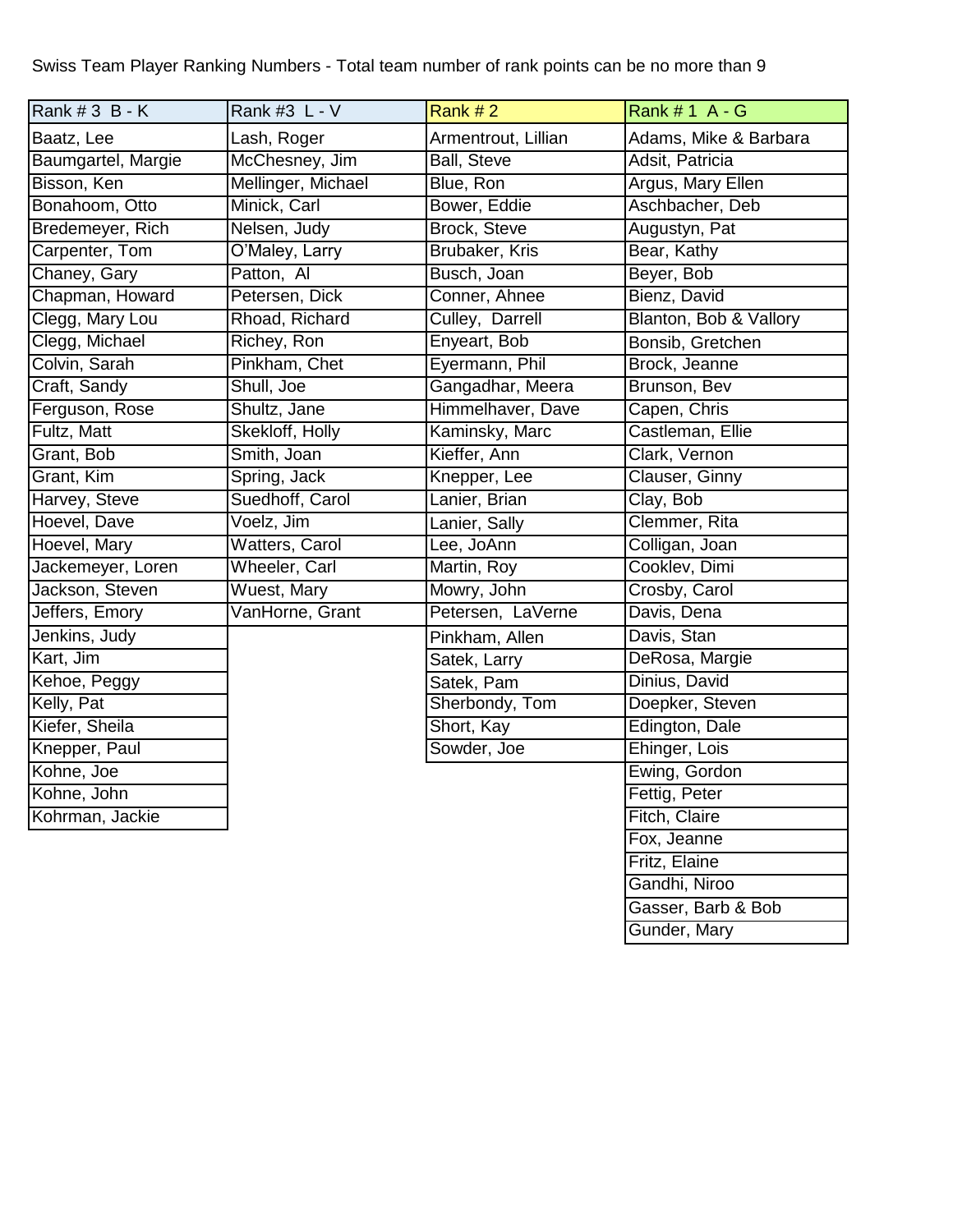Swiss Team Player Ranking Numbers - Total team number of rank points can be no more than 9

| Rank # 3 B - K | Rank #3 L - V | Rank # 2 | Rank # 1 A - G |
|---|---|---|---|
| Baatz, Lee | Lash, Roger | Armentrout, Lillian | Adams, Mike & Barbara |
| Baumgartel, Margie | McChesney, Jim | Ball, Steve | Adsit, Patricia |
| Bisson, Ken | Mellinger, Michael | Blue, Ron | Argus, Mary Ellen |
| Bonahoom, Otto | Minick, Carl | Bower, Eddie | Aschbacher, Deb |
| Bredemeyer, Rich | Nelsen, Judy | Brock, Steve | Augustyn, Pat |
| Carpenter, Tom | O'Maley, Larry | Brubaker, Kris | Bear, Kathy |
| Chaney, Gary | Patton, Al | Busch, Joan | Beyer, Bob |
| Chapman, Howard | Petersen, Dick | Conner, Ahnee | Bienz, David |
| Clegg, Mary Lou | Rhoad, Richard | Culley, Darrell | Blanton, Bob & Vallory |
| Clegg, Michael | Richey, Ron | Enyeart, Bob | Bonsib, Gretchen |
| Colvin, Sarah | Pinkham, Chet | Eyermann, Phil | Brock, Jeanne |
| Craft, Sandy | Shull, Joe | Gangadhar, Meera | Brunson, Bev |
| Ferguson, Rose | Shultz, Jane | Himmelhaver, Dave | Capen, Chris |
| Fultz, Matt | Skekloff, Holly | Kaminsky, Marc | Castleman, Ellie |
| Grant, Bob | Smith, Joan | Kieffer, Ann | Clark, Vernon |
| Grant, Kim | Spring, Jack | Knepper, Lee | Clauser, Ginny |
| Harvey, Steve | Suedhoff, Carol | Lanier, Brian | Clay, Bob |
| Hoevel, Dave | Voelz, Jim | Lanier, Sally | Clemmer, Rita |
| Hoevel, Mary | Watters, Carol | Lee, JoAnn | Colligan, Joan |
| Jackemeyer, Loren | Wheeler, Carl | Martin, Roy | Cooklev, Dimi |
| Jackson, Steven | Wuest, Mary | Mowry, John | Crosby, Carol |
| Jeffers, Emory | VanHorne, Grant | Petersen, LaVerne | Davis, Dena |
| Jenkins, Judy | | Pinkham, Allen | Davis, Stan |
| Kart, Jim | | Satek, Larry | DeRosa, Margie |
| Kehoe, Peggy | | Satek, Pam | Dinius, David |
| Kelly, Pat | | Sherbondy, Tom | Doepker, Steven |
| Kiefer, Sheila | | Short, Kay | Edington, Dale |
| Knepper, Paul | | Sowder, Joe | Ehinger, Lois |
| Kohne, Joe | | | Ewing, Gordon |
| Kohne, John | | | Fettig, Peter |
| Kohrman, Jackie | | | Fitch, Claire |
| | | | Fox, Jeanne |
| | | | Fritz, Elaine |
| | | | Gandhi, Niroo |
| | | | Gasser, Barb & Bob |
| | | | Gunder, Mary |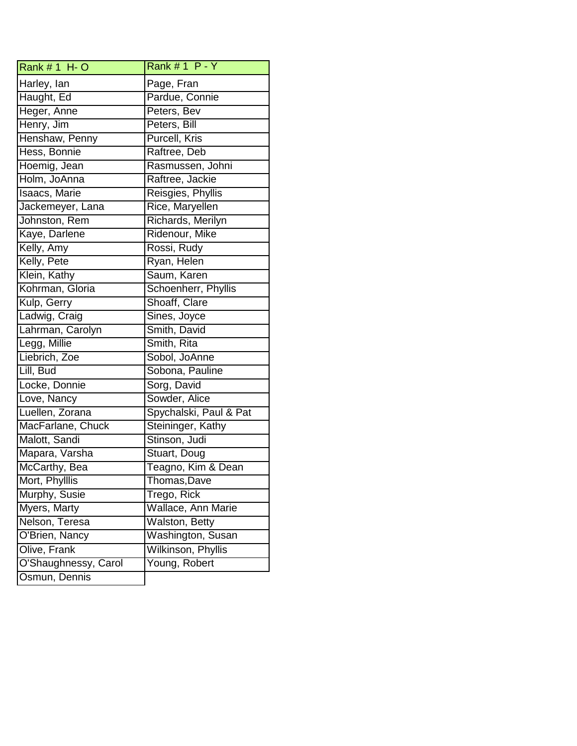| Rank # 1 H- O | Rank # 1 P - Y |
|---|---|
| Harley, Ian | Page, Fran |
| Haught, Ed | Pardue, Connie |
| Heger, Anne | Peters, Bev |
| Henry, Jim | Peters, Bill |
| Henshaw, Penny | Purcell, Kris |
| Hess, Bonnie | Raftree, Deb |
| Hoemig, Jean | Rasmussen, Johni |
| Holm, JoAnna | Raftree, Jackie |
| Isaacs, Marie | Reisgies, Phyllis |
| Jackemeyer, Lana | Rice, Maryellen |
| Johnston, Rem | Richards, Merilyn |
| Kaye, Darlene | Ridenour, Mike |
| Kelly, Amy | Rossi, Rudy |
| Kelly, Pete | Ryan, Helen |
| Klein, Kathy | Saum, Karen |
| Kohrman, Gloria | Schoenherr, Phyllis |
| Kulp, Gerry | Shoaff, Clare |
| Ladwig, Craig | Sines, Joyce |
| Lahrman, Carolyn | Smith, David |
| Legg, Millie | Smith, Rita |
| Liebrich, Zoe | Sobol, JoAnne |
| Lill, Bud | Sobona, Pauline |
| Locke, Donnie | Sorg, David |
| Love, Nancy | Sowder, Alice |
| Luellen, Zorana | Spychalski, Paul & Pat |
| MacFarlane, Chuck | Steininger, Kathy |
| Malott, Sandi | Stinson, Judi |
| Mapara, Varsha | Stuart, Doug |
| McCarthy, Bea | Teagno, Kim & Dean |
| Mort, Phylllis | Thomas,Dave |
| Murphy, Susie | Trego, Rick |
| Myers, Marty | Wallace, Ann Marie |
| Nelson, Teresa | Walston, Betty |
| O'Brien, Nancy | Washington, Susan |
| Olive, Frank | Wilkinson, Phyllis |
| O'Shaughnessy, Carol | Young, Robert |
| Osmun, Dennis | |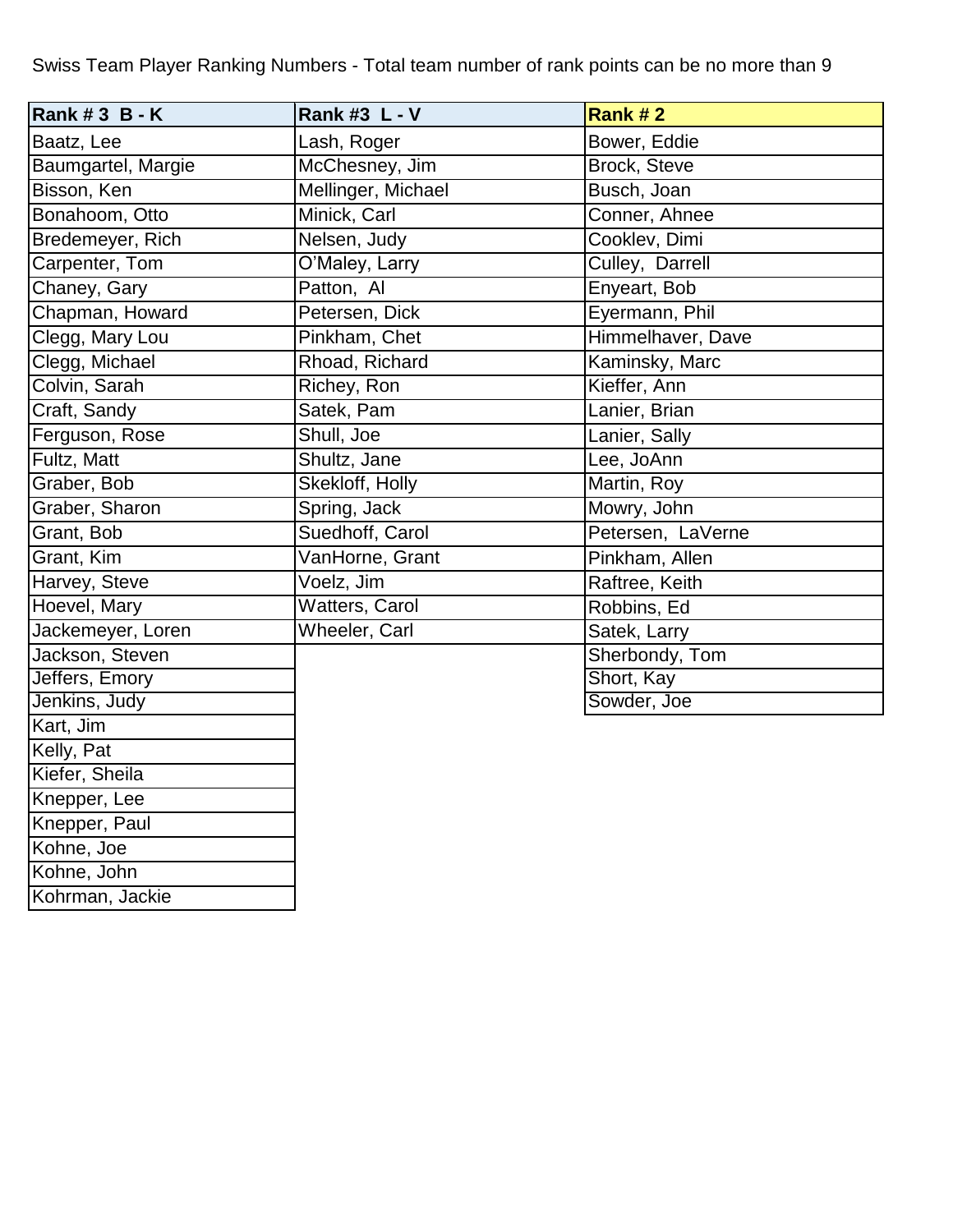Swiss Team Player Ranking Numbers - Total team number of rank points can be no more than 9

| Rank # 3 B - K | Rank #3 L - V | Rank # 2 |
|---|---|---|
| Baatz, Lee | Lash, Roger | Bower, Eddie |
| Baumgartel, Margie | McChesney, Jim | Brock, Steve |
| Bisson, Ken | Mellinger, Michael | Busch, Joan |
| Bonahoom, Otto | Minick, Carl | Conner, Ahnee |
| Bredemeyer, Rich | Nelsen, Judy | Cooklev, Dimi |
| Carpenter, Tom | O'Maley, Larry | Culley, Darrell |
| Chaney, Gary | Patton, Al | Enyeart, Bob |
| Chapman, Howard | Petersen, Dick | Eyermann, Phil |
| Clegg, Mary Lou | Pinkham, Chet | Himmelhaver, Dave |
| Clegg, Michael | Rhoad, Richard | Kaminsky, Marc |
| Colvin, Sarah | Richey, Ron | Kieffer, Ann |
| Craft, Sandy | Satek, Pam | Lanier, Brian |
| Ferguson, Rose | Shull, Joe | Lanier, Sally |
| Fultz, Matt | Shultz, Jane | Lee, JoAnn |
| Graber, Bob | Skekloff, Holly | Martin, Roy |
| Graber, Sharon | Spring, Jack | Mowry, John |
| Grant, Bob | Suedhoff, Carol | Petersen, LaVerne |
| Grant, Kim | VanHorne, Grant | Pinkham, Allen |
| Harvey, Steve | Voelz, Jim | Raftree, Keith |
| Hoevel, Mary | Watters, Carol | Robbins, Ed |
| Jackemeyer, Loren | Wheeler, Carl | Satek, Larry |
| Jackson, Steven | | Sherbondy, Tom |
| Jeffers, Emory | | Short, Kay |
| Jenkins, Judy | | Sowder, Joe |
| Kart, Jim | | |
| Kelly, Pat | | |
| Kiefer, Sheila | | |
| Knepper, Lee | | |
| Knepper, Paul | | |
| Kohne, Joe | | |
| Kohne, John | | |
| Kohrman, Jackie | | |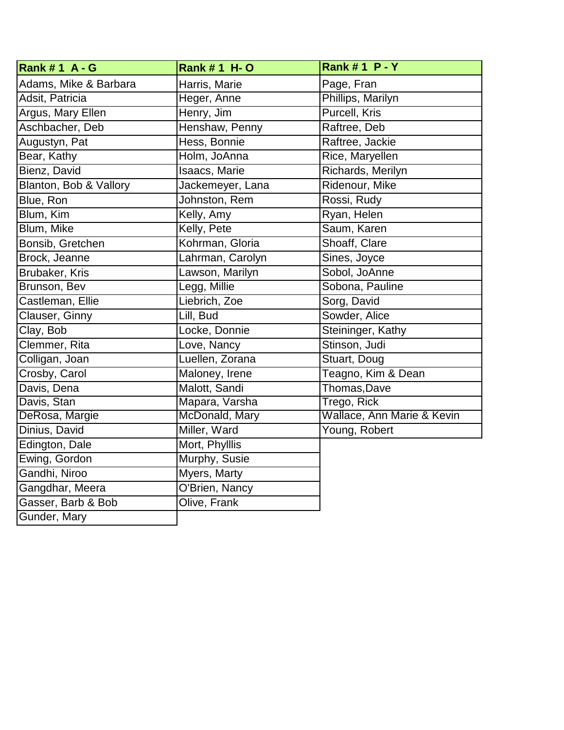| Rank # 1 A - G | Rank # 1 H- O | Rank # 1 P - Y |
|---|---|---|
| Adams, Mike & Barbara | Harris, Marie | Page, Fran |
| Adsit, Patricia | Heger, Anne | Phillips, Marilyn |
| Argus, Mary Ellen | Henry, Jim | Purcell, Kris |
| Aschbacher, Deb | Henshaw, Penny | Raftree, Deb |
| Augustyn, Pat | Hess, Bonnie | Raftree, Jackie |
| Bear, Kathy | Holm, JoAnna | Rice, Maryellen |
| Bienz, David | Isaacs, Marie | Richards, Merilyn |
| Blanton, Bob & Vallory | Jackemeyer, Lana | Ridenour, Mike |
| Blue, Ron | Johnston, Rem | Rossi, Rudy |
| Blum, Kim | Kelly, Amy | Ryan, Helen |
| Blum, Mike | Kelly, Pete | Saum, Karen |
| Bonsib, Gretchen | Kohrman, Gloria | Shoaff, Clare |
| Brock, Jeanne | Lahrman, Carolyn | Sines, Joyce |
| Brubaker, Kris | Lawson, Marilyn | Sobol, JoAnne |
| Brunson, Bev | Legg, Millie | Sobona, Pauline |
| Castleman, Ellie | Liebrich, Zoe | Sorg, David |
| Clauser, Ginny | Lill, Bud | Sowder, Alice |
| Clay, Bob | Locke, Donnie | Steininger, Kathy |
| Clemmer, Rita | Love, Nancy | Stinson, Judi |
| Colligan, Joan | Luellen, Zorana | Stuart, Doug |
| Crosby, Carol | Maloney, Irene | Teagno, Kim & Dean |
| Davis, Dena | Malott, Sandi | Thomas,Dave |
| Davis, Stan | Mapara, Varsha | Trego, Rick |
| DeRosa, Margie | McDonald, Mary | Wallace, Ann Marie & Kevin |
| Dinius, David | Miller, Ward | Young, Robert |
| Edington, Dale | Mort, Phylllis | |
| Ewing, Gordon | Murphy, Susie | |
| Gandhi, Niroo | Myers, Marty | |
| Gangdhar, Meera | O'Brien, Nancy | |
| Gasser, Barb & Bob | Olive, Frank | |
| Gunder, Mary | | |